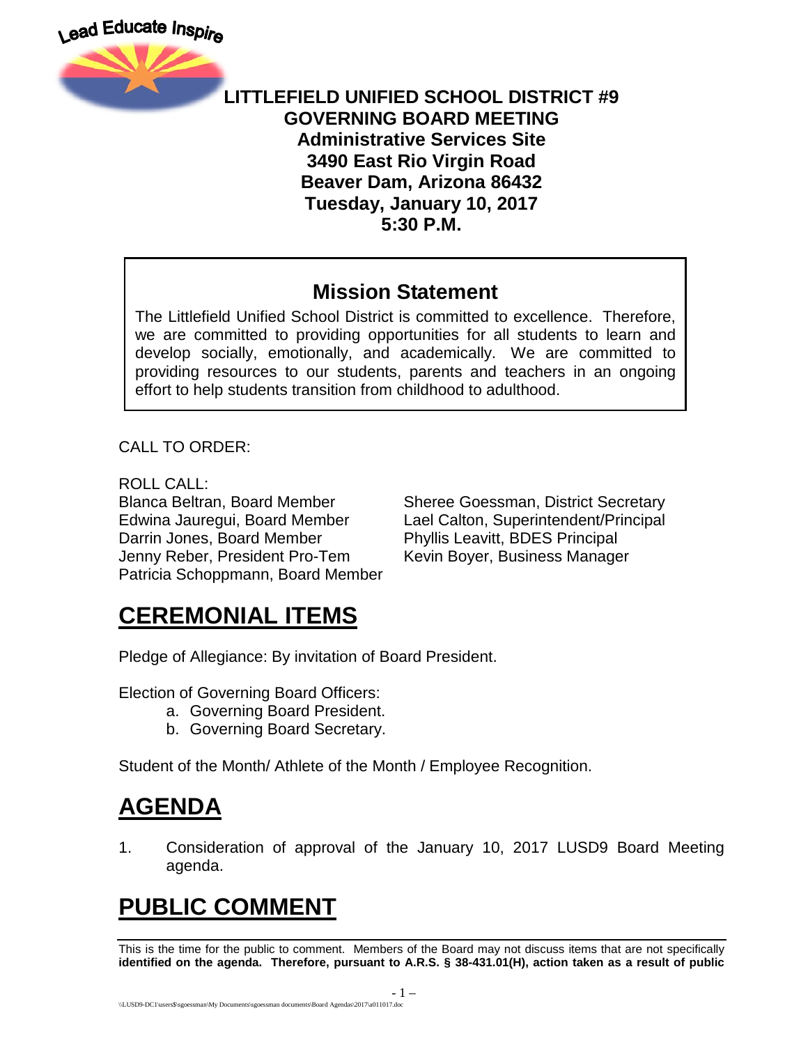Lead Educate Inspire

**LITTLEFIELD UNIFIED SCHOOL DISTRICT #9**
**GOVERNING BOARD MEETING**
**Administrative Services Site**
**3490 East Rio Virgin Road**
**Beaver Dam, Arizona 86432**
**Tuesday, January 10, 2017**
**5:30 P.M.**

## Mission Statement

The Littlefield Unified School District is committed to excellence. Therefore, we are committed to providing opportunities for all students to learn and develop socially, emotionally, and academically. We are committed to providing resources to our students, parents and teachers in an ongoing effort to help students transition from childhood to adulthood.

CALL TO ORDER:

ROLL CALL:

Blanca Beltran, Board Member
Edwina Jauregui, Board Member
Darrin Jones, Board Member
Jenny Reber, President Pro-Tem
Patricia Schoppmann, Board Member

Sheree Goessman, District Secretary
Lael Calton, Superintendent/Principal
Phyllis Leavitt, BDES Principal
Kevin Boyer, Business Manager

# CEREMONIAL ITEMS

Pledge of Allegiance: By invitation of Board President.

Election of Governing Board Officers:

a. Governing Board President.
b. Governing Board Secretary.

Student of the Month/ Athlete of the Month / Employee Recognition.

# AGENDA

1. Consideration of approval of the January 10, 2017 LUSD9 Board Meeting agenda.

# PUBLIC COMMENT

This is the time for the public to comment. Members of the Board may not discuss items that are not specifically **identified on the agenda. Therefore, pursuant to A.R.S. § 38-431.01(H), action taken as a result of public**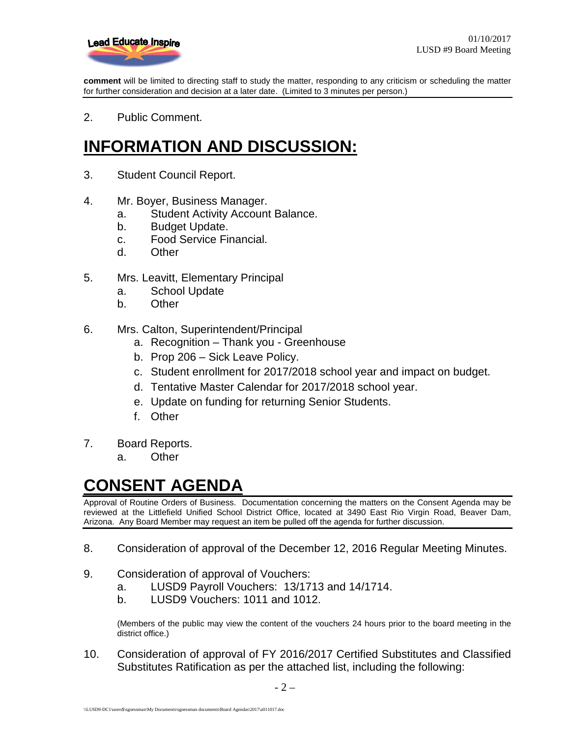**comment** will be limited to directing staff to study the matter, responding to any criticism or scheduling the matter for further consideration and decision at a later date. (Limited to 3 minutes per person.)

2. Public Comment.

# INFORMATION AND DISCUSSION:

3. Student Council Report.

4. Mr. Boyer, Business Manager.
   a. Student Activity Account Balance.
   b. Budget Update.
   c. Food Service Financial.
   d. Other

5. Mrs. Leavitt, Elementary Principal
   a. School Update
   b. Other

6. Mrs. Calton, Superintendent/Principal
   a. Recognition – Thank you - Greenhouse
   b. Prop 206 – Sick Leave Policy.
   c. Student enrollment for 2017/2018 school year and impact on budget.
   d. Tentative Master Calendar for 2017/2018 school year.
   e. Update on funding for returning Senior Students.
   f. Other

7. Board Reports.
   a. Other

# CONSENT AGENDA

Approval of Routine Orders of Business. Documentation concerning the matters on the Consent Agenda may be reviewed at the Littlefield Unified School District Office, located at 3490 East Rio Virgin Road, Beaver Dam, Arizona. Any Board Member may request an item be pulled off the agenda for further discussion.

8. Consideration of approval of the December 12, 2016 Regular Meeting Minutes.

9. Consideration of approval of Vouchers:
   a. LUSD9 Payroll Vouchers: 13/1713 and 14/1714.
   b. LUSD9 Vouchers: 1011 and 1012.

   (Members of the public may view the content of the vouchers 24 hours prior to the board meeting in the district office.)

10. Consideration of approval of FY 2016/2017 Certified Substitutes and Classified Substitutes Ratification as per the attached list, including the following: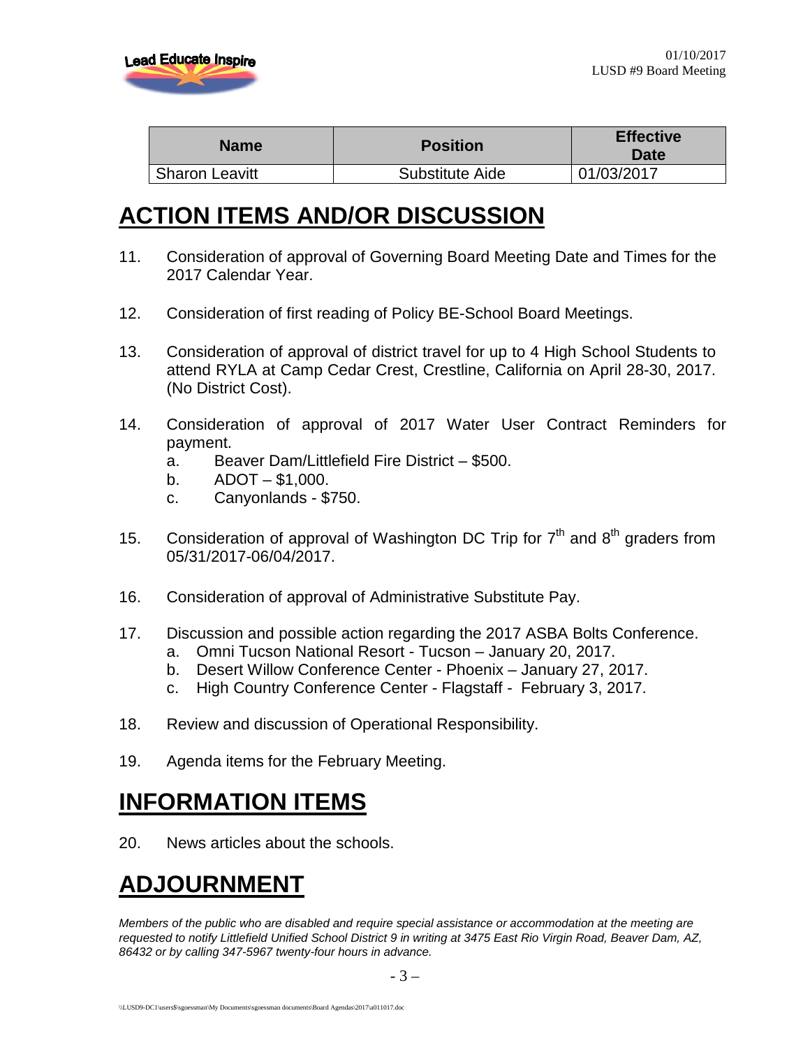| Name | Position | Effective Date |
| --- | --- | --- |
| Sharon Leavitt | Substitute Aide | 01/03/2017 |

## ACTION ITEMS AND/OR DISCUSSION

11. Consideration of approval of Governing Board Meeting Date and Times for the 2017 Calendar Year.

12. Consideration of first reading of Policy BE-School Board Meetings.

13. Consideration of approval of district travel for up to 4 High School Students to attend RYLA at Camp Cedar Crest, Crestline, California on April 28-30, 2017. (No District Cost).

14. Consideration of approval of 2017 Water User Contract Reminders for payment.
    a. Beaver Dam/Littlefield Fire District – $500.
    b. ADOT – $1,000.
    c. Canyonlands - $750.

15. Consideration of approval of Washington DC Trip for 7th and 8th graders from 05/31/2017-06/04/2017.

16. Consideration of approval of Administrative Substitute Pay.

17. Discussion and possible action regarding the 2017 ASBA Bolts Conference.
    a. Omni Tucson National Resort - Tucson – January 20, 2017.
    b. Desert Willow Conference Center - Phoenix – January 27, 2017.
    c. High Country Conference Center - Flagstaff - February 3, 2017.

18. Review and discussion of Operational Responsibility.

19. Agenda items for the February Meeting.

## INFORMATION ITEMS

20. News articles about the schools.

## ADJOURNMENT

*Members of the public who are disabled and require special assistance or accommodation at the meeting are requested to notify Littlefield Unified School District 9 in writing at 3475 East Rio Virgin Road, Beaver Dam, AZ, 86432 or by calling 347-5967 twenty-four hours in advance.*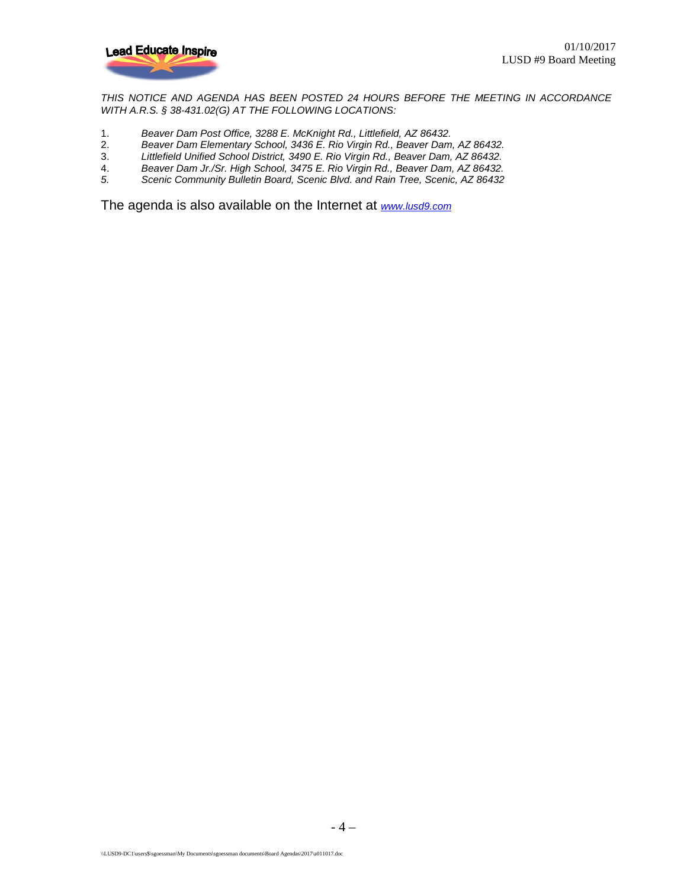*THIS NOTICE AND AGENDA HAS BEEN POSTED 24 HOURS BEFORE THE MEETING IN ACCORDANCE WITH A.R.S. § 38-431.02(G) AT THE FOLLOWING LOCATIONS:*

1. *Beaver Dam Post Office, 3288 E. McKnight Rd., Littlefield, AZ 86432.*
2. *Beaver Dam Elementary School, 3436 E. Rio Virgin Rd., Beaver Dam, AZ 86432.*
3. *Littlefield Unified School District, 3490 E. Rio Virgin Rd., Beaver Dam, AZ 86432.*
4. *Beaver Dam Jr./Sr. High School, 3475 E. Rio Virgin Rd., Beaver Dam, AZ 86432.*
5. *Scenic Community Bulletin Board, Scenic Blvd. and Rain Tree, Scenic, AZ 86432*

The agenda is also available on the Internet at *www.lusd9.com*